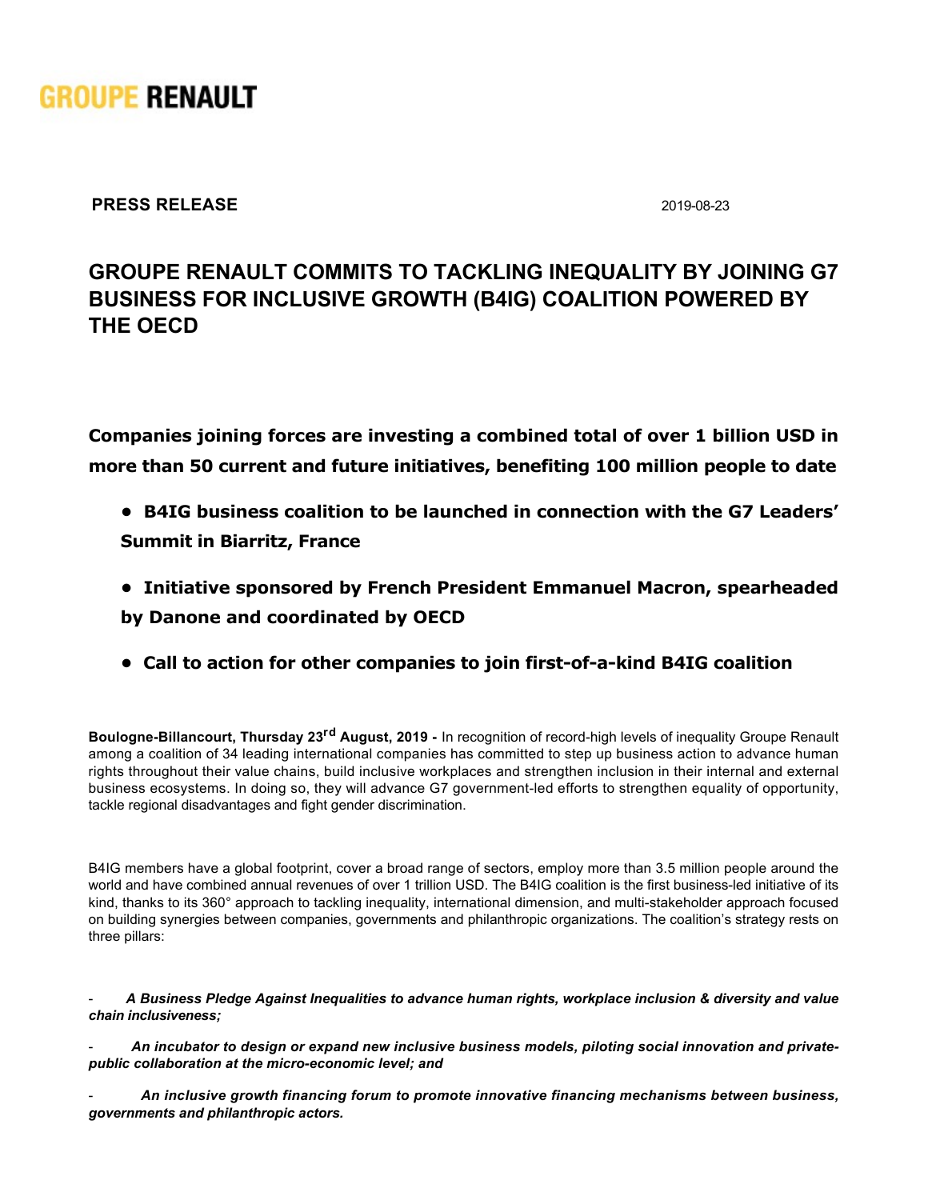GROUPE RENAULT

**PRESS RELEASE** 2019-08-23

# GROUPE RENAULT COMMITS TO TACKLING INEQUALITY BY JOINING G7 BUSINESS FOR INCLUSIVE GROWTH (B4IG) COALITION POWERED BY THE OECD

**Companies joining forces are investing a combined total of over 1 billion USD in more than 50 current and future initiatives, benefiting 100 million people to date**

- **B4IG business coalition to be launched in connection with the G7 Leaders' Summit in Biarritz, France**
- **Initiative sponsored by French President Emmanuel Macron, spearheaded by Danone and coordinated by OECD**
- **Call to action for other companies to join first-of-a-kind B4IG coalition**

**Boulogne-Billancourt, Thursday 23rd August, 2019 -** In recognition of record-high levels of inequality Groupe Renault among a coalition of 34 leading international companies has committed to step up business action to advance human rights throughout their value chains, build inclusive workplaces and strengthen inclusion in their internal and external business ecosystems. In doing so, they will advance G7 government-led efforts to strengthen equality of opportunity, tackle regional disadvantages and fight gender discrimination.

B4IG members have a global footprint, cover a broad range of sectors, employ more than 3.5 million people around the world and have combined annual revenues of over 1 trillion USD. The B4IG coalition is the first business-led initiative of its kind, thanks to its 360° approach to tackling inequality, international dimension, and multi-stakeholder approach focused on building synergies between companies, governments and philanthropic organizations. The coalition's strategy rests on three pillars:

- ***A Business Pledge Against Inequalities to advance human rights, workplace inclusion & diversity and value chain inclusiveness;***
- ***An incubator to design or expand new inclusive business models, piloting social innovation and private-public collaboration at the micro-economic level; and***
- ***An inclusive growth financing forum to promote innovative financing mechanisms between business, governments and philanthropic actors.***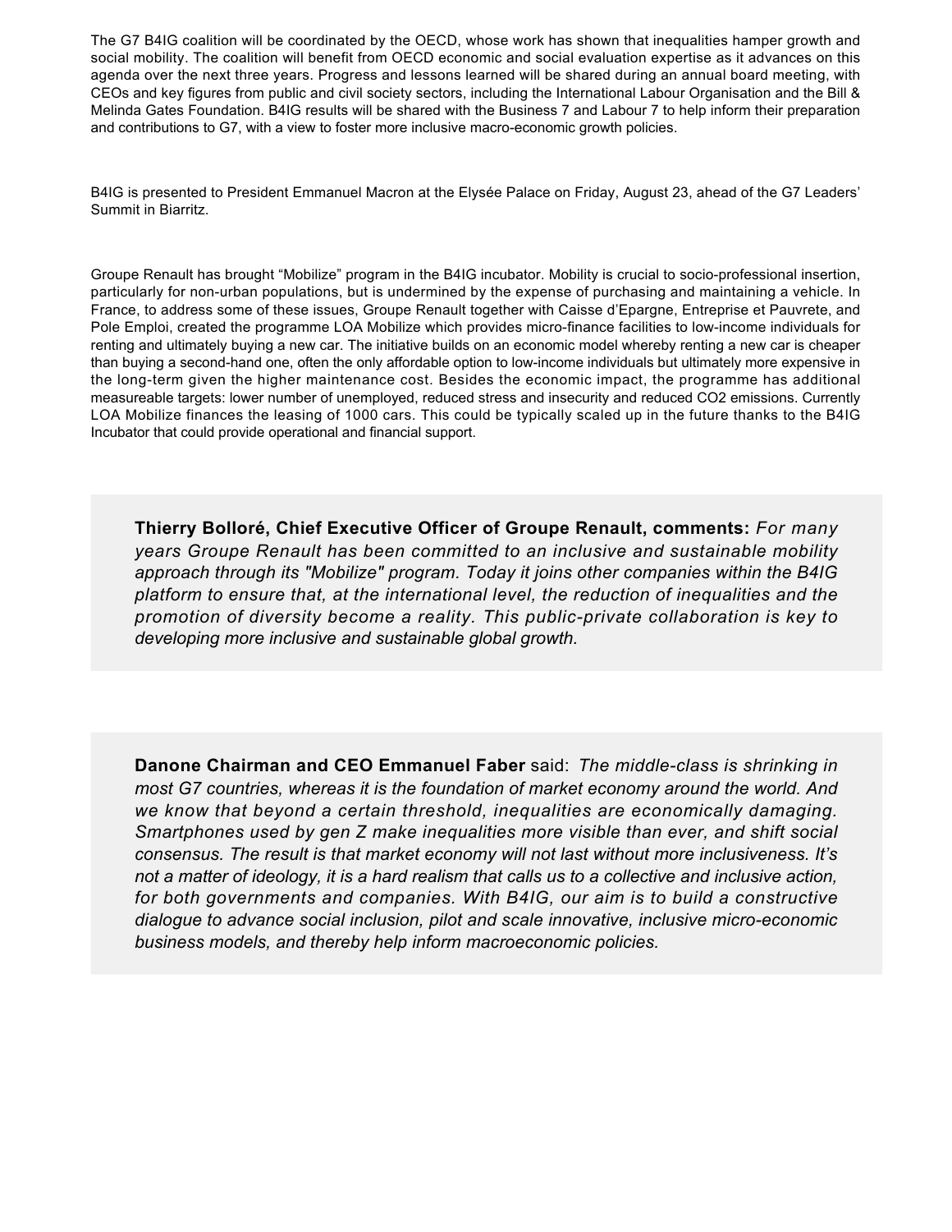The G7 B4IG coalition will be coordinated by the OECD, whose work has shown that inequalities hamper growth and social mobility. The coalition will benefit from OECD economic and social evaluation expertise as it advances on this agenda over the next three years. Progress and lessons learned will be shared during an annual board meeting, with CEOs and key figures from public and civil society sectors, including the International Labour Organisation and the Bill & Melinda Gates Foundation. B4IG results will be shared with the Business 7 and Labour 7 to help inform their preparation and contributions to G7, with a view to foster more inclusive macro-economic growth policies.

B4IG is presented to President Emmanuel Macron at the Elysée Palace on Friday, August 23, ahead of the G7 Leaders' Summit in Biarritz.

Groupe Renault has brought "Mobilize" program in the B4IG incubator. Mobility is crucial to socio-professional insertion, particularly for non-urban populations, but is undermined by the expense of purchasing and maintaining a vehicle. In France, to address some of these issues, Groupe Renault together with Caisse d'Epargne, Entreprise et Pauvrete, and Pole Emploi, created the programme LOA Mobilize which provides micro-finance facilities to low-income individuals for renting and ultimately buying a new car. The initiative builds on an economic model whereby renting a new car is cheaper than buying a second-hand one, often the only affordable option to low-income individuals but ultimately more expensive in the long-term given the higher maintenance cost. Besides the economic impact, the programme has additional measureable targets: lower number of unemployed, reduced stress and insecurity and reduced $CO_2$ emissions. Currently LOA Mobilize finances the leasing of 1000 cars. This could be typically scaled up in the future thanks to the B4IG Incubator that could provide operational and financial support.

**Thierry Bolloré, Chief Executive Officer of Groupe Renault, comments:** *For many years Groupe Renault has been committed to an inclusive and sustainable mobility approach through its "Mobilize" program. Today it joins other companies within the B4IG platform to ensure that, at the international level, the reduction of inequalities and the promotion of diversity become a reality. This public-private collaboration is key to developing more inclusive and sustainable global growth.*

**Danone Chairman and CEO Emmanuel Faber** said: *The middle-class is shrinking in most G7 countries, whereas it is the foundation of market economy around the world. And we know that beyond a certain threshold, inequalities are economically damaging. Smartphones used by gen Z make inequalities more visible than ever, and shift social consensus. The result is that market economy will not last without more inclusiveness. It's not a matter of ideology, it is a hard realism that calls us to a collective and inclusive action, for both governments and companies. With B4IG, our aim is to build a constructive dialogue to advance social inclusion, pilot and scale innovative, inclusive micro-economic business models, and thereby help inform macroeconomic policies.*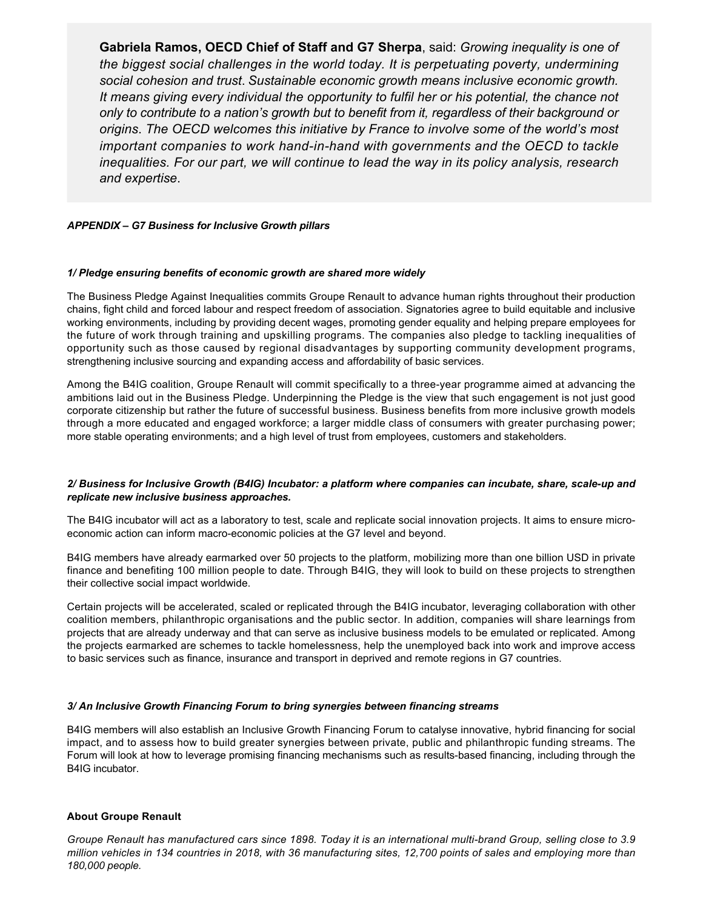> **Gabriela Ramos, OECD Chief of Staff and G7 Sherpa**, said: *Growing inequality is one of the biggest social challenges in the world today. It is perpetuating poverty, undermining social cohesion and trust. Sustainable economic growth means inclusive economic growth. It means giving every individual the opportunity to fulfil her or his potential, the chance not only to contribute to a nation's growth but to benefit from it, regardless of their background or origins. The OECD welcomes this initiative by France to involve some of the world's most important companies to work hand-in-hand with governments and the OECD to tackle inequalities. For our part, we will continue to lead the way in its policy analysis, research and expertise.*

***APPENDIX – G7 Business for Inclusive Growth pillars***

***1/ Pledge ensuring benefits of economic growth are shared more widely***

The Business Pledge Against Inequalities commits Groupe Renault to advance human rights throughout their production chains, fight child and forced labour and respect freedom of association. Signatories agree to build equitable and inclusive working environments, including by providing decent wages, promoting gender equality and helping prepare employees for the future of work through training and upskilling programs. The companies also pledge to tackling inequalities of opportunity such as those caused by regional disadvantages by supporting community development programs, strengthening inclusive sourcing and expanding access and affordability of basic services.

Among the B4IG coalition, Groupe Renault will commit specifically to a three-year programme aimed at advancing the ambitions laid out in the Business Pledge. Underpinning the Pledge is the view that such engagement is not just good corporate citizenship but rather the future of successful business. Business benefits from more inclusive growth models through a more educated and engaged workforce; a larger middle class of consumers with greater purchasing power; more stable operating environments; and a high level of trust from employees, customers and stakeholders.

***2/ Business for Inclusive Growth (B4IG) Incubator: a platform where companies can incubate, share, scale-up and replicate new inclusive business approaches.***

The B4IG incubator will act as a laboratory to test, scale and replicate social innovation projects. It aims to ensure micro-economic action can inform macro-economic policies at the G7 level and beyond.

B4IG members have already earmarked over 50 projects to the platform, mobilizing more than one billion USD in private finance and benefiting 100 million people to date. Through B4IG, they will look to build on these projects to strengthen their collective social impact worldwide.

Certain projects will be accelerated, scaled or replicated through the B4IG incubator, leveraging collaboration with other coalition members, philanthropic organisations and the public sector. In addition, companies will share learnings from projects that are already underway and that can serve as inclusive business models to be emulated or replicated. Among the projects earmarked are schemes to tackle homelessness, help the unemployed back into work and improve access to basic services such as finance, insurance and transport in deprived and remote regions in G7 countries.

***3/ An Inclusive Growth Financing Forum to bring synergies between financing streams***

B4IG members will also establish an Inclusive Growth Financing Forum to catalyse innovative, hybrid financing for social impact, and to assess how to build greater synergies between private, public and philanthropic funding streams. The Forum will look at how to leverage promising financing mechanisms such as results-based financing, including through the B4IG incubator.

**About Groupe Renault**

*Groupe Renault has manufactured cars since 1898. Today it is an international multi-brand Group, selling close to 3.9 million vehicles in 134 countries in 2018, with 36 manufacturing sites, 12,700 points of sales and employing more than 180,000 people.*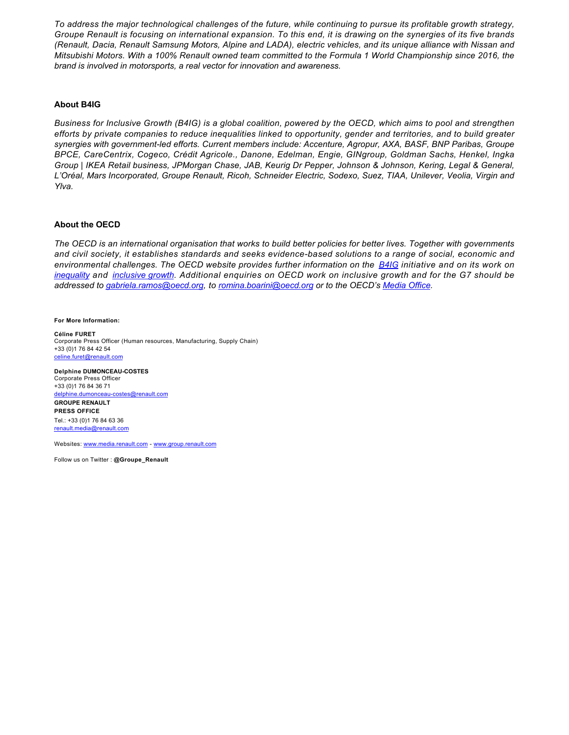*To address the major technological challenges of the future, while continuing to pursue its profitable growth strategy, Groupe Renault is focusing on international expansion. To this end, it is drawing on the synergies of its five brands (Renault, Dacia, Renault Samsung Motors, Alpine and LADA), electric vehicles, and its unique alliance with Nissan and Mitsubishi Motors. With a 100% Renault owned team committed to the Formula 1 World Championship since 2016, the brand is involved in motorsports, a real vector for innovation and awareness.*

**About B4IG**

*Business for Inclusive Growth (B4IG) is a global coalition, powered by the OECD, which aims to pool and strengthen efforts by private companies to reduce inequalities linked to opportunity, gender and territories, and to build greater synergies with government-led efforts. Current members include: Accenture, Agropur, AXA, BASF, BNP Paribas, Groupe BPCE, CareCentrix, Cogeco, Crédit Agricole., Danone, Edelman, Engie, GINgroup, Goldman Sachs, Henkel, Ingka Group | IKEA Retail business, JPMorgan Chase, JAB, Keurig Dr Pepper, Johnson & Johnson, Kering, Legal & General, L'Oréal, Mars Incorporated, Groupe Renault, Ricoh, Schneider Electric, Sodexo, Suez, TIAA, Unilever, Veolia, Virgin and Ylva.*

**About the OECD**

*The OECD is an international organisation that works to build better policies for better lives. Together with governments and civil society, it establishes standards and seeks evidence-based solutions to a range of social, economic and environmental challenges. The OECD website provides further information on the B4IG initiative and on its work on inequality and inclusive growth. Additional enquiries on OECD work on inclusive growth and for the G7 should be addressed to gabriela.ramos@oecd.org, to romina.boarini@oecd.org or to the OECD's Media Office.*

**For More Information:**

**Céline FURET**
Corporate Press Officer (Human resources, Manufacturing, Supply Chain)
+33 (0)1 76 84 42 54
celine.furet@renault.com

**Delphine DUMONCEAU-COSTES**
Corporate Press Officer
+33 (0)1 76 84 36 71
delphine.dumonceau-costes@renault.com

**GROUPE RENAULT**
**PRESS OFFICE**
Tel.: +33 (0)1 76 84 63 36
renault.media@renault.com

Websites: www.media.renault.com - www.group.renault.com

Follow us on Twitter : **@Groupe_Renault**